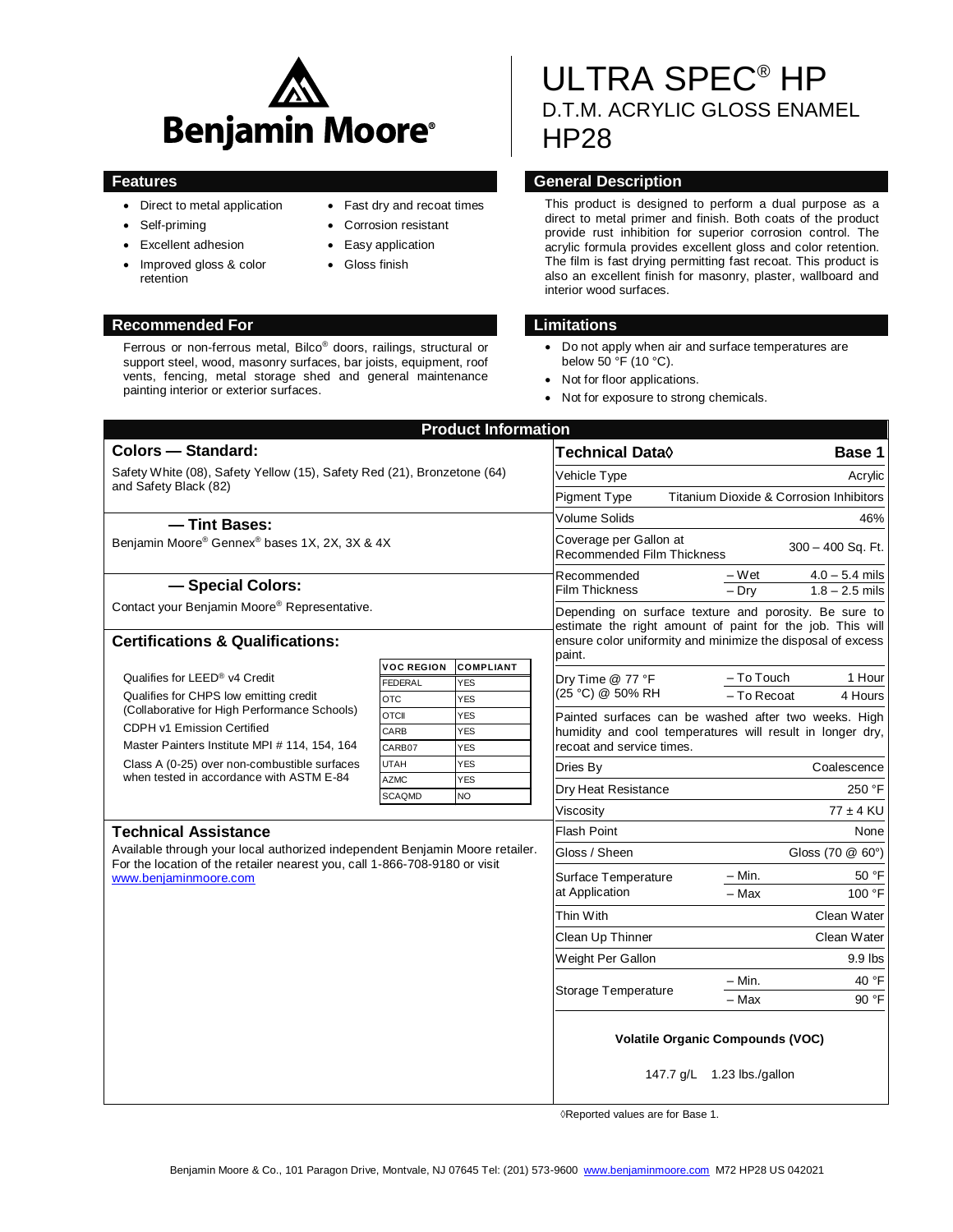Benjamin Moore®

# ULTRA SPEC® HP
## D.T.M. ACRYLIC GLOSS ENAMEL
## HP28

## Features

- Direct to metal application
- Self-priming
- Excellent adhesion
- Improved gloss & color retention
- Fast dry and recoat times
- Corrosion resistant
- Easy application
- Gloss finish

## General Description

This product is designed to perform a dual purpose as a direct to metal primer and finish. Both coats of the product provide rust inhibition for superior corrosion control. The acrylic formula provides excellent gloss and color retention. The film is fast drying permitting fast recoat. This product is also an excellent finish for masonry, plaster, wallboard and interior wood surfaces.

## Recommended For

Ferrous or non-ferrous metal, Bilco® doors, railings, structural or support steel, wood, masonry surfaces, bar joists, equipment, roof vents, fencing, metal storage shed and general maintenance painting interior or exterior surfaces.

## Limitations

- Do not apply when air and surface temperatures are below 50 °F (10 °C).
- Not for floor applications.
- Not for exposure to strong chemicals.

## Product Information

### Colors — Standard:

Safety White (08), Safety Yellow (15), Safety Red (21), Bronzetone (64) and Safety Black (82)

### — Tint Bases:

Benjamin Moore® Gennex® bases 1X, 2X, 3X & 4X

### — Special Colors:

Contact your Benjamin Moore® Representative.

### Certifications & Qualifications:

Qualifies for LEED® v4 Credit
Qualifies for CHPS low emitting credit (Collaborative for High Performance Schools)
CDPH v1 Emission Certified
Master Painters Institute MPI # 114, 154, 164
Class A (0-25) over non-combustible surfaces when tested in accordance with ASTM E-84

| VOC REGION | COMPLIANT |
|---|---|
| FEDERAL | YES |
| OTC | YES |
| OTCII | YES |
| CARB | YES |
| CARB07 | YES |
| UTAH | YES |
| AZMC | YES |
| SCAQMD | NO |

### Technical Assistance

Available through your local authorized independent Benjamin Moore retailer. For the location of the retailer nearest you, call 1-866-708-9180 or visit www.benjaminmoore.com

### Technical Data◊

| Technical Data◊ | | Base 1 |
|---|---|---|
| Vehicle Type | | Acrylic |
| Pigment Type | | Titanium Dioxide & Corrosion Inhibitors |
| Volume Solids | | 46% |
| Coverage per Gallon at Recommended Film Thickness | | 300 – 400 Sq. Ft. |
| Recommended Film Thickness | – Wet | 4.0 – 5.4 mils |
| | – Dry | 1.8 – 2.5 mils |
| Depending on surface texture and porosity. Be sure to estimate the right amount of paint for the job. This will ensure color uniformity and minimize the disposal of excess paint. | | |
| Dry Time @ 77 °F (25 °C) @ 50% RH | – To Touch | 1 Hour |
| | – To Recoat | 4 Hours |
| Painted surfaces can be washed after two weeks. High humidity and cool temperatures will result in longer dry, recoat and service times. | | |
| Dries By | | Coalescence |
| Dry Heat Resistance | | 250 °F |
| Viscosity | | 77 ± 4 KU |
| Flash Point | | None |
| Gloss / Sheen | | Gloss (70 @ 60°) |
| Surface Temperature at Application | – Min. | 50 °F |
| | – Max | 100 °F |
| Thin With | | Clean Water |
| Clean Up Thinner | | Clean Water |
| Weight Per Gallon | | 9.9 lbs |
| Storage Temperature | – Min. | 40 °F |
| | – Max | 90 °F |

**Volatile Organic Compounds (VOC)**

147.7 g/L 1.23 lbs./gallon

◊Reported values are for Base 1.

Benjamin Moore & Co., 101 Paragon Drive, Montvale, NJ 07645 Tel: (201) 573-9600 www.benjaminmoore.com M72 HP28 US 042021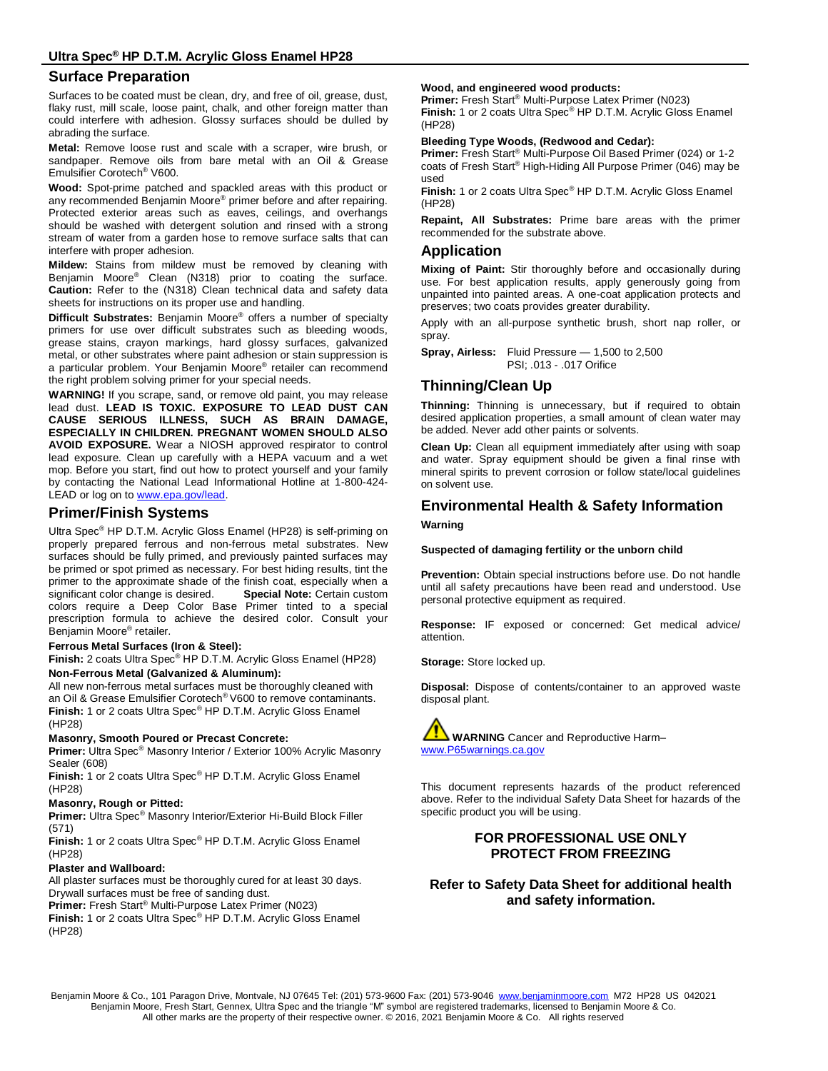## Surface Preparation

Surfaces to be coated must be clean, dry, and free of oil, grease, dust, flaky rust, mill scale, loose paint, chalk, and other foreign matter than could interfere with adhesion. Glossy surfaces should be dulled by abrading the surface.

**Metal:** Remove loose rust and scale with a scraper, wire brush, or sandpaper. Remove oils from bare metal with an Oil & Grease Emulsifier Corotech® V600.

**Wood:** Spot-prime patched and spackled areas with this product or any recommended Benjamin Moore® primer before and after repairing. Protected exterior areas such as eaves, ceilings, and overhangs should be washed with detergent solution and rinsed with a strong stream of water from a garden hose to remove surface salts that can interfere with proper adhesion.

**Mildew:** Stains from mildew must be removed by cleaning with Benjamin Moore® Clean (N318) prior to coating the surface. **Caution:** Refer to the (N318) Clean technical data and safety data sheets for instructions on its proper use and handling.

**Difficult Substrates:** Benjamin Moore® offers a number of specialty primers for use over difficult substrates such as bleeding woods, grease stains, crayon markings, hard glossy surfaces, galvanized metal, or other substrates where paint adhesion or stain suppression is a particular problem. Your Benjamin Moore® retailer can recommend the right problem solving primer for your special needs.

**WARNING!** If you scrape, sand, or remove old paint, you may release lead dust. **LEAD IS TOXIC. EXPOSURE TO LEAD DUST CAN CAUSE SERIOUS ILLNESS, SUCH AS BRAIN DAMAGE, ESPECIALLY IN CHILDREN. PREGNANT WOMEN SHOULD ALSO AVOID EXPOSURE.** Wear a NIOSH approved respirator to control lead exposure. Clean up carefully with a HEPA vacuum and a wet mop. Before you start, find out how to protect yourself and your family by contacting the National Lead Informational Hotline at 1-800-424-LEAD or log on to www.epa.gov/lead.

## Primer/Finish Systems

Ultra Spec® HP D.T.M. Acrylic Gloss Enamel (HP28) is self-priming on properly prepared ferrous and non-ferrous metal substrates. New surfaces should be fully primed, and previously painted surfaces may be primed or spot primed as necessary. For best hiding results, tint the primer to the approximate shade of the finish coat, especially when a significant color change is desired. **Special Note:** Certain custom colors require a Deep Color Base Primer tinted to a special prescription formula to achieve the desired color. Consult your Benjamin Moore® retailer.

**Ferrous Metal Surfaces (Iron & Steel):**
**Finish:** 2 coats Ultra Spec® HP D.T.M. Acrylic Gloss Enamel (HP28)

**Non-Ferrous Metal (Galvanized & Aluminum):**
All new non-ferrous metal surfaces must be thoroughly cleaned with an Oil & Grease Emulsifier Corotech® V600 to remove contaminants.
**Finish:** 1 or 2 coats Ultra Spec® HP D.T.M. Acrylic Gloss Enamel (HP28)

**Masonry, Smooth Poured or Precast Concrete:**
**Primer:** Ultra Spec® Masonry Interior / Exterior 100% Acrylic Masonry Sealer (608)
**Finish:** 1 or 2 coats Ultra Spec® HP D.T.M. Acrylic Gloss Enamel (HP28)

**Masonry, Rough or Pitted:**
**Primer:** Ultra Spec® Masonry Interior/Exterior Hi-Build Block Filler (571)
**Finish:** 1 or 2 coats Ultra Spec® HP D.T.M. Acrylic Gloss Enamel (HP28)

**Plaster and Wallboard:**
All plaster surfaces must be thoroughly cured for at least 30 days. Drywall surfaces must be free of sanding dust.
**Primer:** Fresh Start® Multi-Purpose Latex Primer (N023)
**Finish:** 1 or 2 coats Ultra Spec® HP D.T.M. Acrylic Gloss Enamel (HP28)

**Wood, and engineered wood products:**
**Primer:** Fresh Start® Multi-Purpose Latex Primer (N023)
**Finish:** 1 or 2 coats Ultra Spec® HP D.T.M. Acrylic Gloss Enamel (HP28)

**Bleeding Type Woods, (Redwood and Cedar):**
**Primer:** Fresh Start® Multi-Purpose Oil Based Primer (024) or 1-2 coats of Fresh Start® High-Hiding All Purpose Primer (046) may be used
**Finish:** 1 or 2 coats Ultra Spec® HP D.T.M. Acrylic Gloss Enamel (HP28)

**Repaint, All Substrates:** Prime bare areas with the primer recommended for the substrate above.

## Application

**Mixing of Paint:** Stir thoroughly before and occasionally during use. For best application results, apply generously going from unpainted into painted areas. A one-coat application protects and preserves; two coats provides greater durability.

Apply with an all-purpose synthetic brush, short nap roller, or spray.

**Spray, Airless:** Fluid Pressure — 1,500 to 2,500 PSI; .013 - .017 Orifice

## Thinning/Clean Up

**Thinning:** Thinning is unnecessary, but if required to obtain desired application properties, a small amount of clean water may be added. Never add other paints or solvents.

**Clean Up:** Clean all equipment immediately after using with soap and water. Spray equipment should be given a final rinse with mineral spirits to prevent corrosion or follow state/local guidelines on solvent use.

## Environmental Health & Safety Information

**Warning**

**Suspected of damaging fertility or the unborn child**

**Prevention:** Obtain special instructions before use. Do not handle until all safety precautions have been read and understood. Use personal protective equipment as required.

**Response:** IF exposed or concerned: Get medical advice/ attention.

**Storage:** Store locked up.

**Disposal:** Dispose of contents/container to an approved waste disposal plant.

**WARNING** Cancer and Reproductive Harm– www.P65warnings.ca.gov

This document represents hazards of the product referenced above. Refer to the individual Safety Data Sheet for hazards of the specific product you will be using.

**FOR PROFESSIONAL USE ONLY**
**PROTECT FROM FREEZING**

**Refer to Safety Data Sheet for additional health and safety information.**

Benjamin Moore & Co., 101 Paragon Drive, Montvale, NJ 07645 Tel: (201) 573-9600 Fax: (201) 573-9046 www.benjaminmoore.com M72 HP28 US 042021
Benjamin Moore, Fresh Start, Gennex, Ultra Spec and the triangle "M" symbol are registered trademarks, licensed to Benjamin Moore & Co.
All other marks are the property of their respective owner. © 2016, 2021 Benjamin Moore & Co. All rights reserved